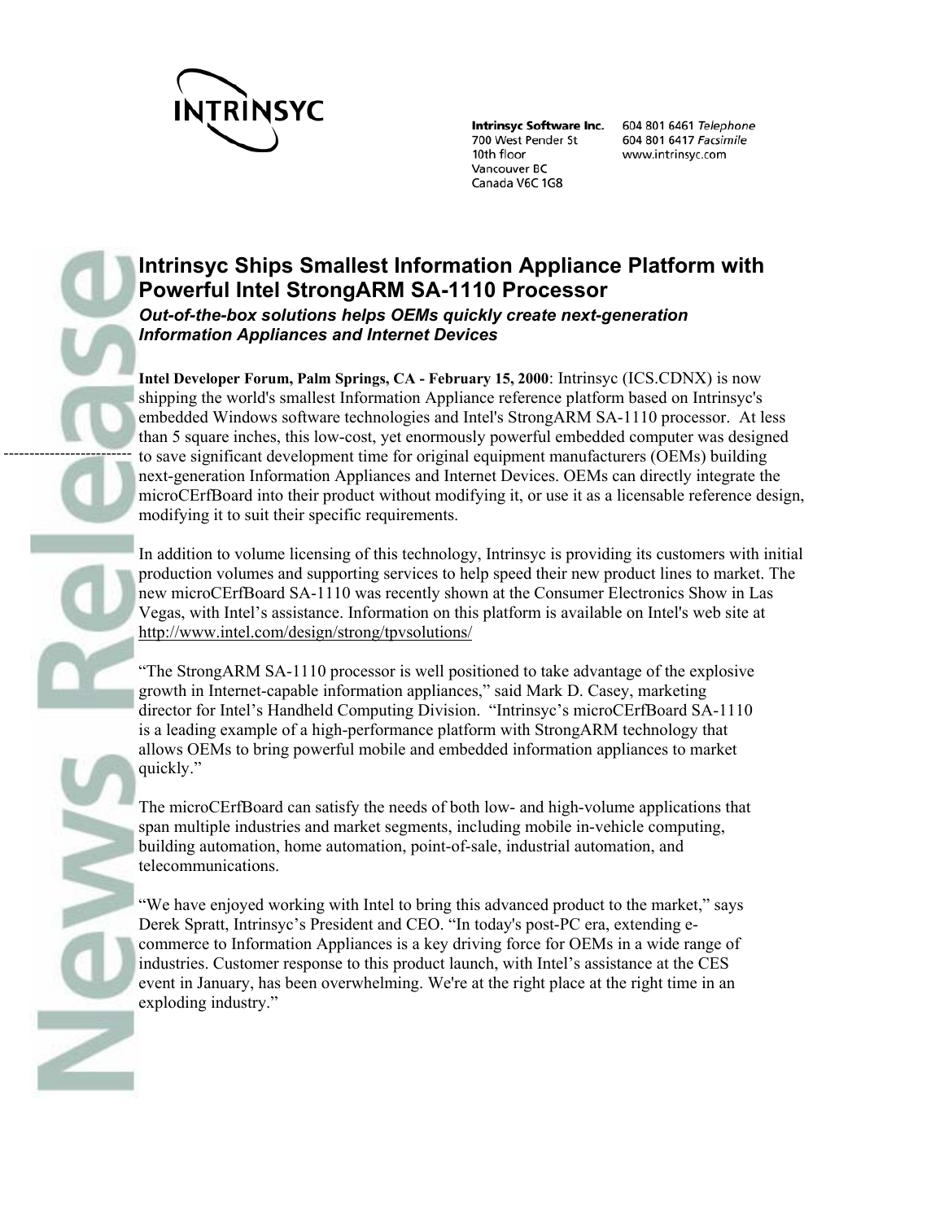INTRINSYC

**Intrinsyc Software Inc.**
700 West Pender St
10th floor
Vancouver BC
Canada V6C 1G8

604 801 6461 *Telephone*
604 801 6417 *Facsimile*
www.intrinsyc.com

# Intrinsyc Ships Smallest Information Appliance Platform with Powerful Intel StrongARM SA-1110 Processor

***Out-of-the-box solutions helps OEMs quickly create next-generation Information Appliances and Internet Devices***

**Intel Developer Forum, Palm Springs, CA - February 15, 2000**: Intrinsyc (ICS.CDNX) is now shipping the world's smallest Information Appliance reference platform based on Intrinsyc's embedded Windows software technologies and Intel's StrongARM SA-1110 processor. At less than 5 square inches, this low-cost, yet enormously powerful embedded computer was designed to save significant development time for original equipment manufacturers (OEMs) building next-generation Information Appliances and Internet Devices. OEMs can directly integrate the microCErfBoard into their product without modifying it, or use it as a licensable reference design, modifying it to suit their specific requirements.

In addition to volume licensing of this technology, Intrinsyc is providing its customers with initial production volumes and supporting services to help speed their new product lines to market. The new microCErfBoard SA-1110 was recently shown at the Consumer Electronics Show in Las Vegas, with Intel's assistance. Information on this platform is available on Intel's web site at http://www.intel.com/design/strong/tpvsolutions/

"The StrongARM SA-1110 processor is well positioned to take advantage of the explosive growth in Internet-capable information appliances," said Mark D. Casey, marketing director for Intel's Handheld Computing Division. "Intrinsyc's microCErfBoard SA-1110 is a leading example of a high-performance platform with StrongARM technology that allows OEMs to bring powerful mobile and embedded information appliances to market quickly."

The microCErfBoard can satisfy the needs of both low- and high-volume applications that span multiple industries and market segments, including mobile in-vehicle computing, building automation, home automation, point-of-sale, industrial automation, and telecommunications.

"We have enjoyed working with Intel to bring this advanced product to the market," says Derek Spratt, Intrinsyc's President and CEO. "In today's post-PC era, extending e-commerce to Information Appliances is a key driving force for OEMs in a wide range of industries. Customer response to this product launch, with Intel's assistance at the CES event in January, has been overwhelming. We're at the right place at the right time in an exploding industry."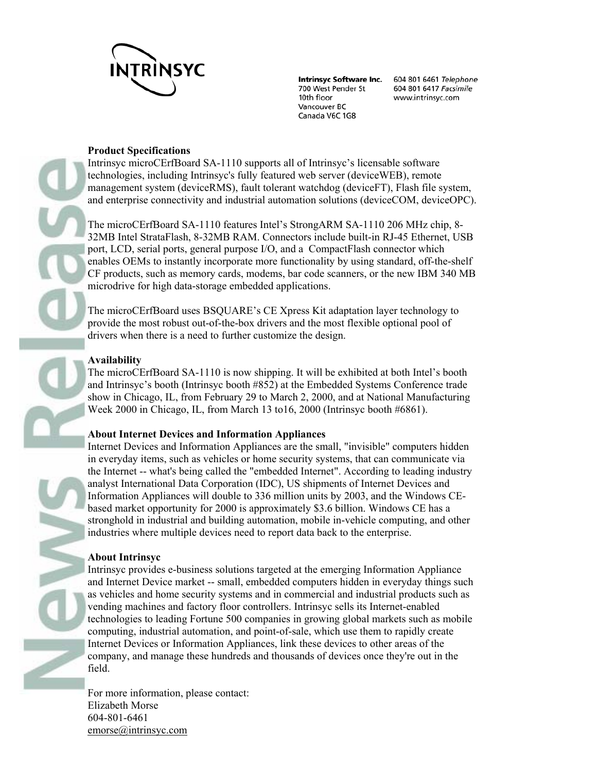**Intrinsyc Software Inc.**
700 West Pender St
10th floor
Vancouver BC
Canada V6C 1G8

604 801 6461 *Telephone*
604 801 6417 *Facsimile*
www.intrinsyc.com

**Product Specifications**
Intrinsyc microCErfBoard SA-1110 supports all of Intrinsyc's licensable software technologies, including Intrinsyc's fully featured web server (deviceWEB), remote management system (deviceRMS), fault tolerant watchdog (deviceFT), Flash file system, and enterprise connectivity and industrial automation solutions (deviceCOM, deviceOPC).

The microCErfBoard SA-1110 features Intel's StrongARM SA-1110 206 MHz chip, 8-32MB Intel StrataFlash, 8-32MB RAM. Connectors include built-in RJ-45 Ethernet, USB port, LCD, serial ports, general purpose I/O, and a CompactFlash connector which enables OEMs to instantly incorporate more functionality by using standard, off-the-shelf CF products, such as memory cards, modems, bar code scanners, or the new IBM 340 MB microdrive for high data-storage embedded applications.

The microCErfBoard uses BSQUARE's CE Xpress Kit adaptation layer technology to provide the most robust out-of-the-box drivers and the most flexible optional pool of drivers when there is a need to further customize the design.

**Availability**
The microCErfBoard SA-1110 is now shipping. It will be exhibited at both Intel's booth and Intrinsyc's booth (Intrinsyc booth #852) at the Embedded Systems Conference trade show in Chicago, IL, from February 29 to March 2, 2000, and at National Manufacturing Week 2000 in Chicago, IL, from March 13 to16, 2000 (Intrinsyc booth #6861).

**About Internet Devices and Information Appliances**
Internet Devices and Information Appliances are the small, "invisible" computers hidden in everyday items, such as vehicles or home security systems, that can communicate via the Internet -- what's being called the "embedded Internet". According to leading industry analyst International Data Corporation (IDC), US shipments of Internet Devices and Information Appliances will double to 336 million units by 2003, and the Windows CE-based market opportunity for 2000 is approximately $3.6 billion. Windows CE has a stronghold in industrial and building automation, mobile in-vehicle computing, and other industries where multiple devices need to report data back to the enterprise.

**About Intrinsyc**
Intrinsyc provides e-business solutions targeted at the emerging Information Appliance and Internet Device market -- small, embedded computers hidden in everyday things such as vehicles and home security systems and in commercial and industrial products such as vending machines and factory floor controllers. Intrinsyc sells its Internet-enabled technologies to leading Fortune 500 companies in growing global markets such as mobile computing, industrial automation, and point-of-sale, which use them to rapidly create Internet Devices or Information Appliances, link these devices to other areas of the company, and manage these hundreds and thousands of devices once they're out in the field.

For more information, please contact:
Elizabeth Morse
604-801-6461
emorse@intrinsyc.com